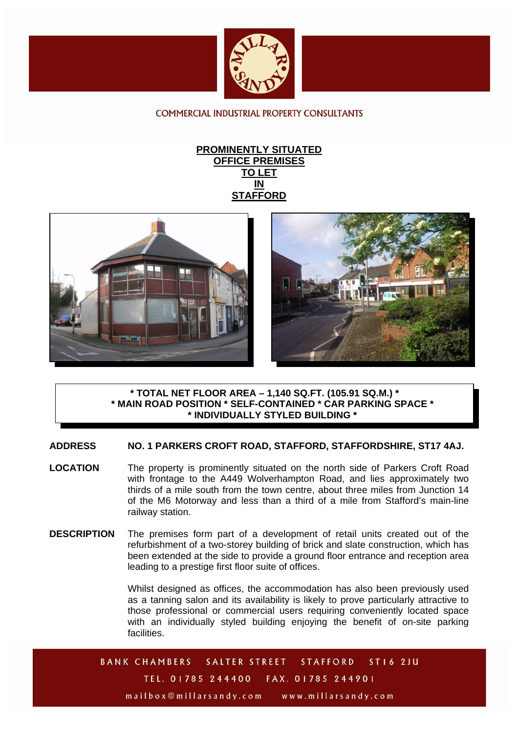COMMERCIAL INDUSTRIAL PROPERTY CONSULTANTS

# PROMINENTLY SITUATED OFFICE PREMISES TO LET IN STAFFORD

**\* TOTAL NET FLOOR AREA – 1,140 SQ.FT. (105.91 SQ.M.) \***
**\* MAIN ROAD POSITION \* SELF-CONTAINED \* CAR PARKING SPACE \***
**\* INDIVIDUALLY STYLED BUILDING \***

**ADDRESS** **NO. 1 PARKERS CROFT ROAD, STAFFORD, STAFFORDSHIRE, ST17 4AJ.**

**LOCATION** The property is prominently situated on the north side of Parkers Croft Road with frontage to the A449 Wolverhampton Road, and lies approximately two thirds of a mile south from the town centre, about three miles from Junction 14 of the M6 Motorway and less than a third of a mile from Stafford's main-line railway station.

**DESCRIPTION** The premises form part of a development of retail units created out of the refurbishment of a two-storey building of brick and slate construction, which has been extended at the side to provide a ground floor entrance and reception area leading to a prestige first floor suite of offices.

Whilst designed as offices, the accommodation has also been previously used as a tanning salon and its availability is likely to prove particularly attractive to those professional or commercial users requiring conveniently located space with an individually styled building enjoying the benefit of on-site parking facilities.

BANK CHAMBERS SALTER STREET STAFFORD ST16 2JU
TEL. 01785 244400 FAX. 01785 244901
mailbox@millarsandy.com www.millarsandy.com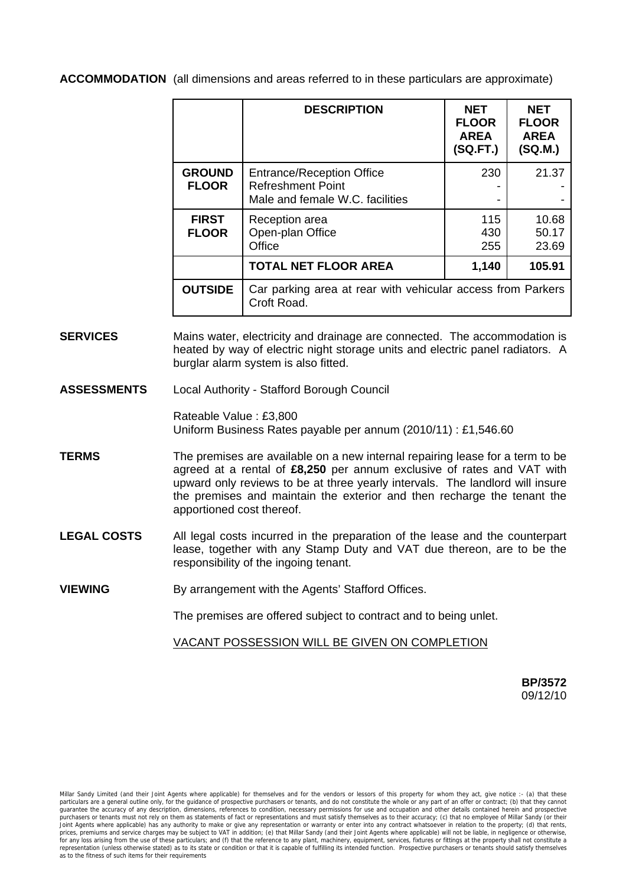**ACCOMMODATION** (all dimensions and areas referred to in these particulars are approximate)

| | DESCRIPTION | NET FLOOR AREA (SQ.FT.) | NET FLOOR AREA (SQ.M.) |
|---|---|---|---|
| **GROUND FLOOR** | Entrance/Reception Office<br>Refreshment Point<br>Male and female W.C. facilities | 230<br>-<br>- | 21.37<br>-<br>- |
| **FIRST FLOOR** | Reception area<br>Open-plan Office<br>Office | 115<br>430<br>255 | 10.68<br>50.17<br>23.69 |
| | **TOTAL NET FLOOR AREA** | **1,140** | **105.91** |
| **OUTSIDE** | Car parking area at rear with vehicular access from Parkers Croft Road. | | |

**SERVICES** Mains water, electricity and drainage are connected. The accommodation is heated by way of electric night storage units and electric panel radiators. A burglar alarm system is also fitted.

**ASSESSMENTS** Local Authority - Stafford Borough Council

Rateable Value : £3,800
Uniform Business Rates payable per annum (2010/11) : £1,546.60

**TERMS** The premises are available on a new internal repairing lease for a term to be agreed at a rental of **£8,250** per annum exclusive of rates and VAT with upward only reviews to be at three yearly intervals. The landlord will insure the premises and maintain the exterior and then recharge the tenant the apportioned cost thereof.

**LEGAL COSTS** All legal costs incurred in the preparation of the lease and the counterpart lease, together with any Stamp Duty and VAT due thereon, are to be the responsibility of the ingoing tenant.

**VIEWING** By arrangement with the Agents' Stafford Offices.

The premises are offered subject to contract and to being unlet.

VACANT POSSESSION WILL BE GIVEN ON COMPLETION

**BP/3572**
09/12/10

Millar Sandy Limited (and their Joint Agents where applicable) for themselves and for the vendors or lessors of this property for whom they act, give notice :- (a) that these particulars are a general outline only, for the guidance of prospective purchasers or tenants, and do not constitute the whole or any part of an offer or contract; (b) that they cannot guarantee the accuracy of any description, dimensions, references to condition, necessary permissions for use and occupation and other details contained herein and prospective purchasers or tenants must not rely on them as statements of fact or representations and must satisfy themselves as to their accuracy; (c) that no employee of Millar Sandy (or their Joint Agents where applicable) has any authority to make or give any representation or warranty or enter into any contract whatsoever in relation to the property; (d) that rents, prices, premiums and service charges may be subject to VAT in addition; (e) that Millar Sandy (and their Joint Agents where applicable) will not be liable, in negligence or otherwise, for any loss arising from the use of these particulars; and (f) that the reference to any plant, machinery, equipment, services, fixtures or fittings at the property shall not constitute a representation (unless otherwise stated) as to its state or condition or that it is capable of fulfilling its intended function. Prospective purchasers or tenants should satisfy themselves as to the fitness of such items for their requirements